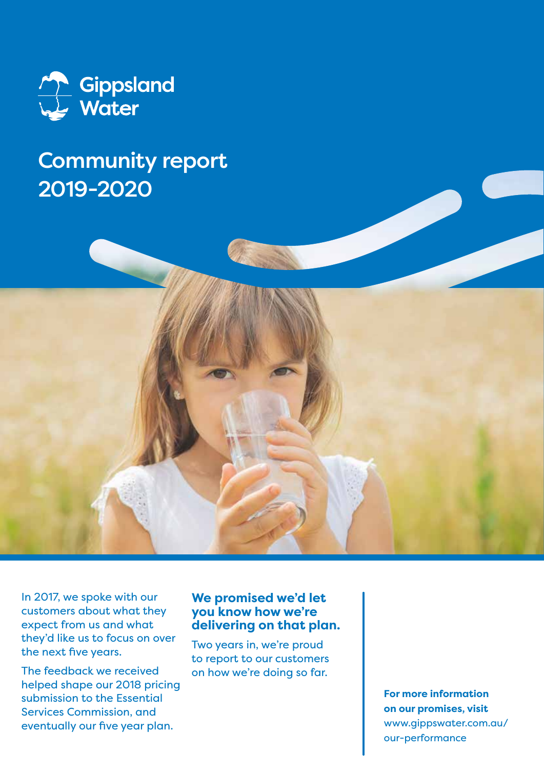Gippsland Water

# Community report 2019-2020

In 2017, we spoke with our customers about what they expect from us and what they'd like us to focus on over the next five years.

The feedback we received helped shape our 2018 pricing submission to the Essential Services Commission, and eventually our five year plan.

## We promised we'd let you know how we're delivering on that plan.

Two years in, we're proud to report to our customers on how we're doing so far.

**For more information on our promises, visit** www.gippswater.com.au/our-performance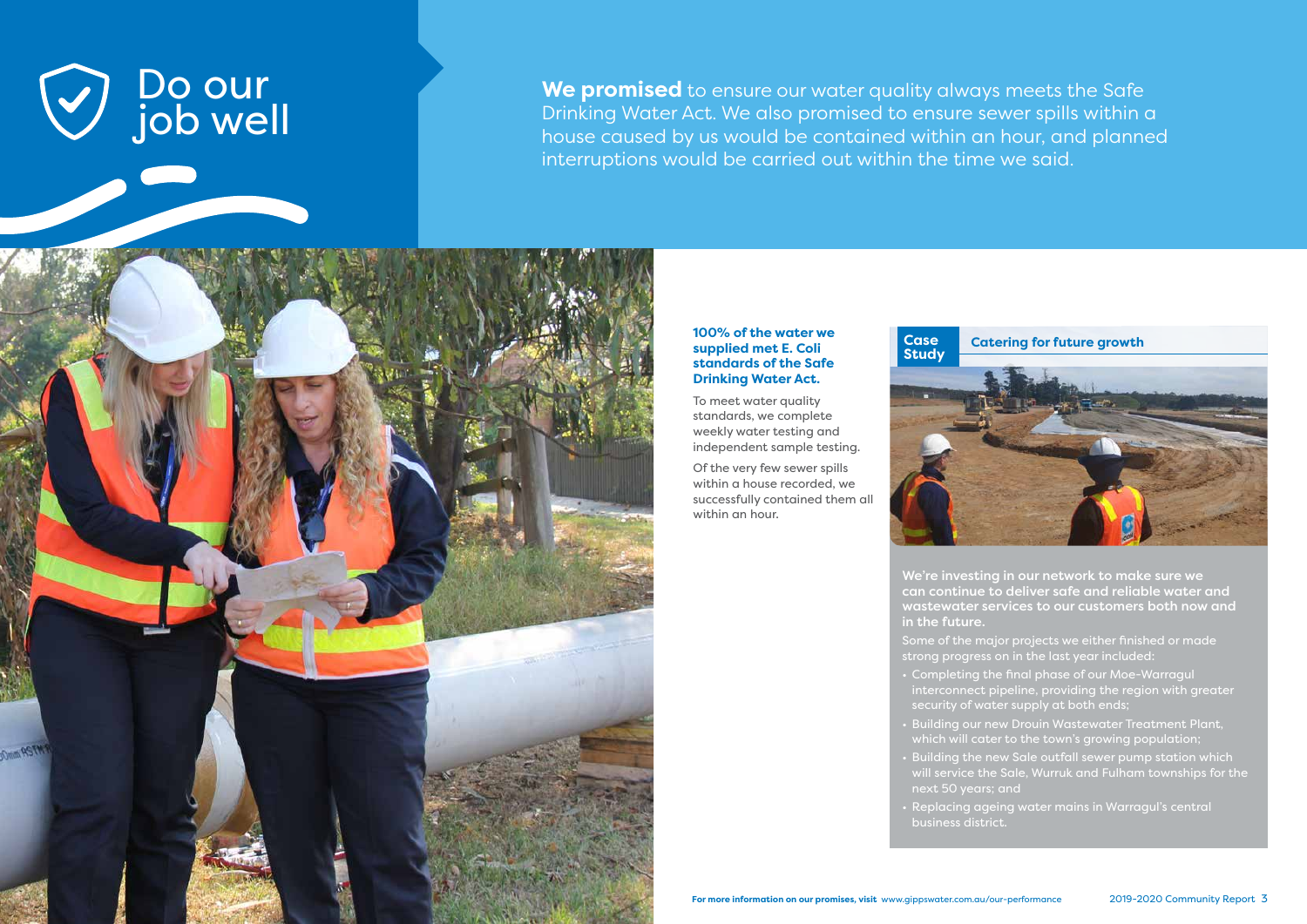# Do our job well

**We promised** to ensure our water quality always meets the Safe Drinking Water Act. We also promised to ensure sewer spills within a house caused by us would be contained within an hour, and planned interruptions would be carried out within the time we said.

**100% of the water we supplied met E. Coli standards of the Safe Drinking Water Act.**

To meet water quality standards, we complete weekly water testing and independent sample testing.

Of the very few sewer spills within a house recorded, we successfully contained them all within an hour.

## Case Study: Catering for future growth

**We're investing in our network to make sure we can continue to deliver safe and reliable water and wastewater services to our customers both now and in the future.**

Some of the major projects we either finished or made strong progress on in the last year included:

- Completing the final phase of our Moe-Warragul interconnect pipeline, providing the region with greater security of water supply at both ends;
- Building our new Drouin Wastewater Treatment Plant, which will cater to the town's growing population;
- Building the new Sale outfall sewer pump station which will service the Sale, Wurruk and Fulham townships for the next 50 years; and
- Replacing ageing water mains in Warragul's central business district.

**For more information on our promises, visit** www.gippswater.com.au/our-performance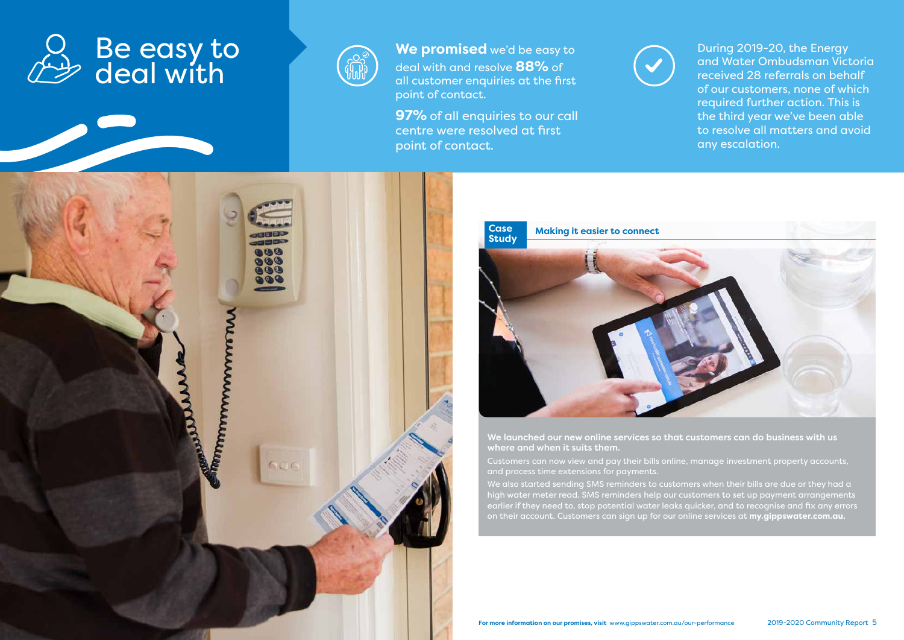# Be easy to deal with

**We promised** we'd be easy to deal with and resolve **88%** of all customer enquiries at the first point of contact.

**97%** of all enquiries to our call centre were resolved at first point of contact.

During 2019-20, the Energy and Water Ombudsman Victoria received 28 referrals on behalf of our customers, none of which required further action. This is the third year we've been able to resolve all matters and avoid any escalation.

## Case Study — Making it easier to connect

**We launched our new online services so that customers can do business with us where and when it suits them.**

Customers can now view and pay their bills online, manage investment property accounts, and process time extensions for payments.

We also started sending SMS reminders to customers when their bills are due or they had a high water meter read. SMS reminders help our customers to set up payment arrangements earlier if they need to, stop potential water leaks quicker, and to recognise and fix any errors on their account. Customers can sign up for our online services at **my.gippswater.com.au.**

**For more information on our promises, visit** www.gippswater.com.au/our-performance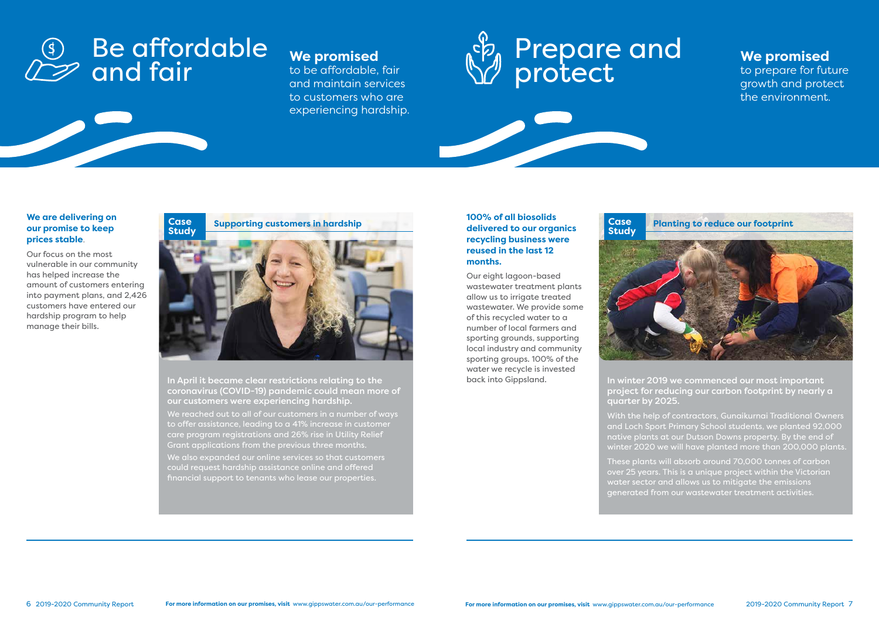# Be affordable and fair

**We promised**
to be affordable, fair and maintain services to customers who are experiencing hardship.

**We are delivering on our promise to keep prices stable.**

Our focus on the most vulnerable in our community has helped increase the amount of customers entering into payment plans, and 2,426 customers have entered our hardship program to help manage their bills.

## Case Study: Supporting customers in hardship

**In April it became clear restrictions relating to the coronavirus (COVID-19) pandemic could mean more of our customers were experiencing hardship.**

We reached out to all of our customers in a number of ways to offer assistance, leading to a 41% increase in customer care program registrations and 26% rise in Utility Relief Grant applications from the previous three months.

We also expanded our online services so that customers could request hardship assistance online and offered financial support to tenants who lease our properties.

For more information on our promises, visit www.gippswater.com.au/our-performance

# Prepare and protect

**We promised**
to prepare for future growth and protect the environment.

**100% of all biosolids delivered to our organics recycling business were reused in the last 12 months.**

Our eight lagoon-based wastewater treatment plants allow us to irrigate treated wastewater. We provide some of this recycled water to a number of local farmers and sporting grounds, supporting local industry and community sporting groups. 100% of the water we recycle is invested back into Gippsland.

## Case Study: Planting to reduce our footprint

**In winter 2019 we commenced our most important project for reducing our carbon footprint by nearly a quarter by 2025.**

With the help of contractors, Gunaikurnai Traditional Owners and Loch Sport Primary School students, we planted 92,000 native plants at our Dutson Downs property. By the end of winter 2020 we will have planted more than 200,000 plants.

These plants will absorb around 70,000 tonnes of carbon over 25 years. This is a unique project within the Victorian water sector and allows us to mitigate the emissions generated from our wastewater treatment activities.

For more information on our promises, visit www.gippswater.com.au/our-performance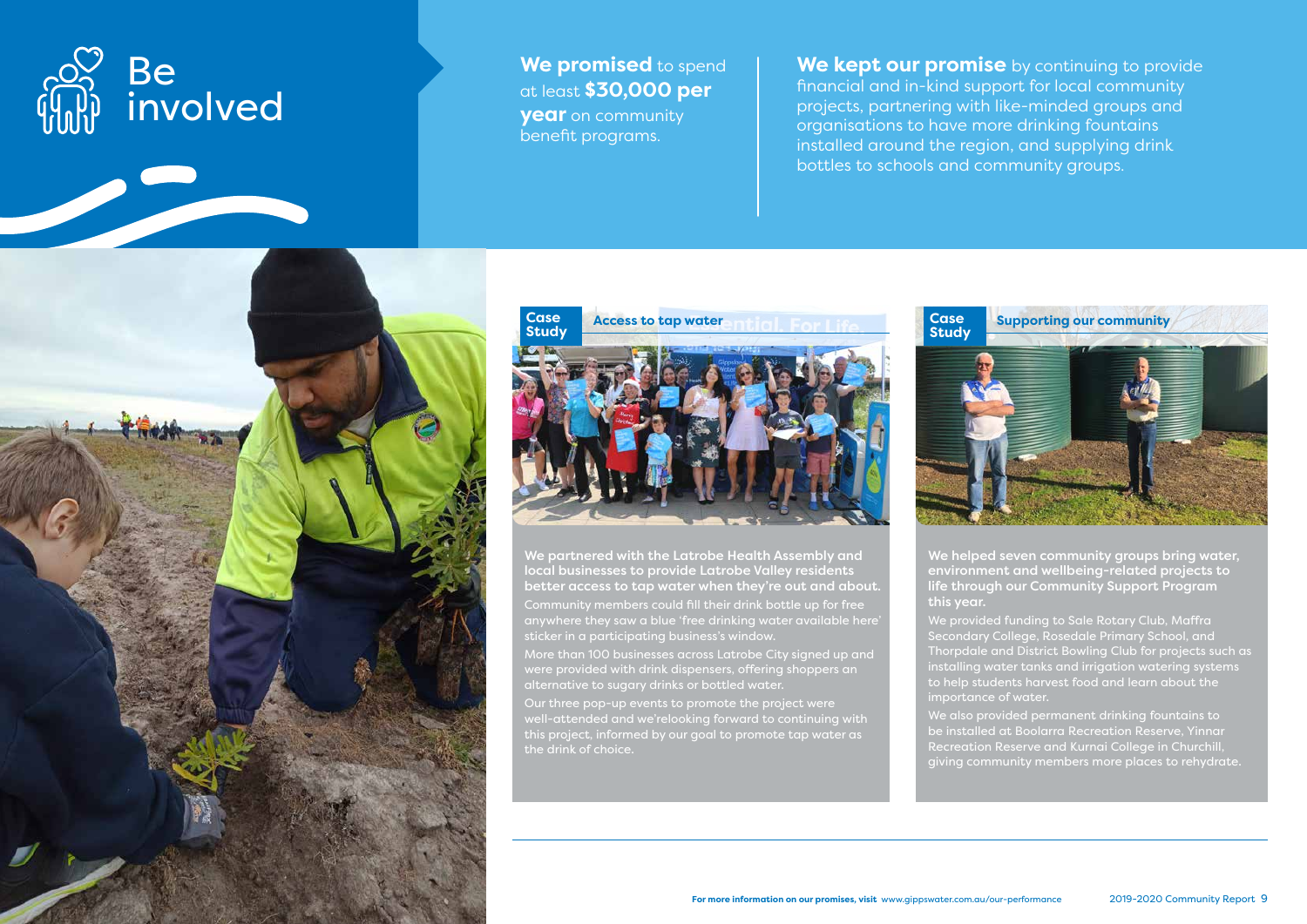# Be involved

**We promised** to spend at least **$30,000 per year** on community benefit programs.

**We kept our promise** by continuing to provide financial and in-kind support for local community projects, partnering with like-minded groups and organisations to have more drinking fountains installed around the region, and supplying drink bottles to schools and community groups.

## Case Study: Access to tap water

**We partnered with the Latrobe Health Assembly and local businesses to provide Latrobe Valley residents better access to tap water when they're out and about.**

Community members could fill their drink bottle up for free anywhere they saw a blue 'free drinking water available here' sticker in a participating business's window.

More than 100 businesses across Latrobe City signed up and were provided with drink dispensers, offering shoppers an alternative to sugary drinks or bottled water.

Our three pop-up events to promote the project were well-attended and we'relooking forward to continuing with this project, informed by our goal to promote tap water as the drink of choice.

## Case Study: Supporting our community

**We helped seven community groups bring water, environment and wellbeing-related projects to life through our Community Support Program this year.**

We provided funding to Sale Rotary Club, Maffra Secondary College, Rosedale Primary School, and Thorpdale and District Bowling Club for projects such as installing water tanks and irrigation watering systems to help students harvest food and learn about the importance of water.

We also provided permanent drinking fountains to be installed at Boolarra Recreation Reserve, Yinnar Recreation Reserve and Kurnai College in Churchill, giving community members more places to rehydrate.

**For more information on our promises, visit** www.gippswater.com.au/our-performance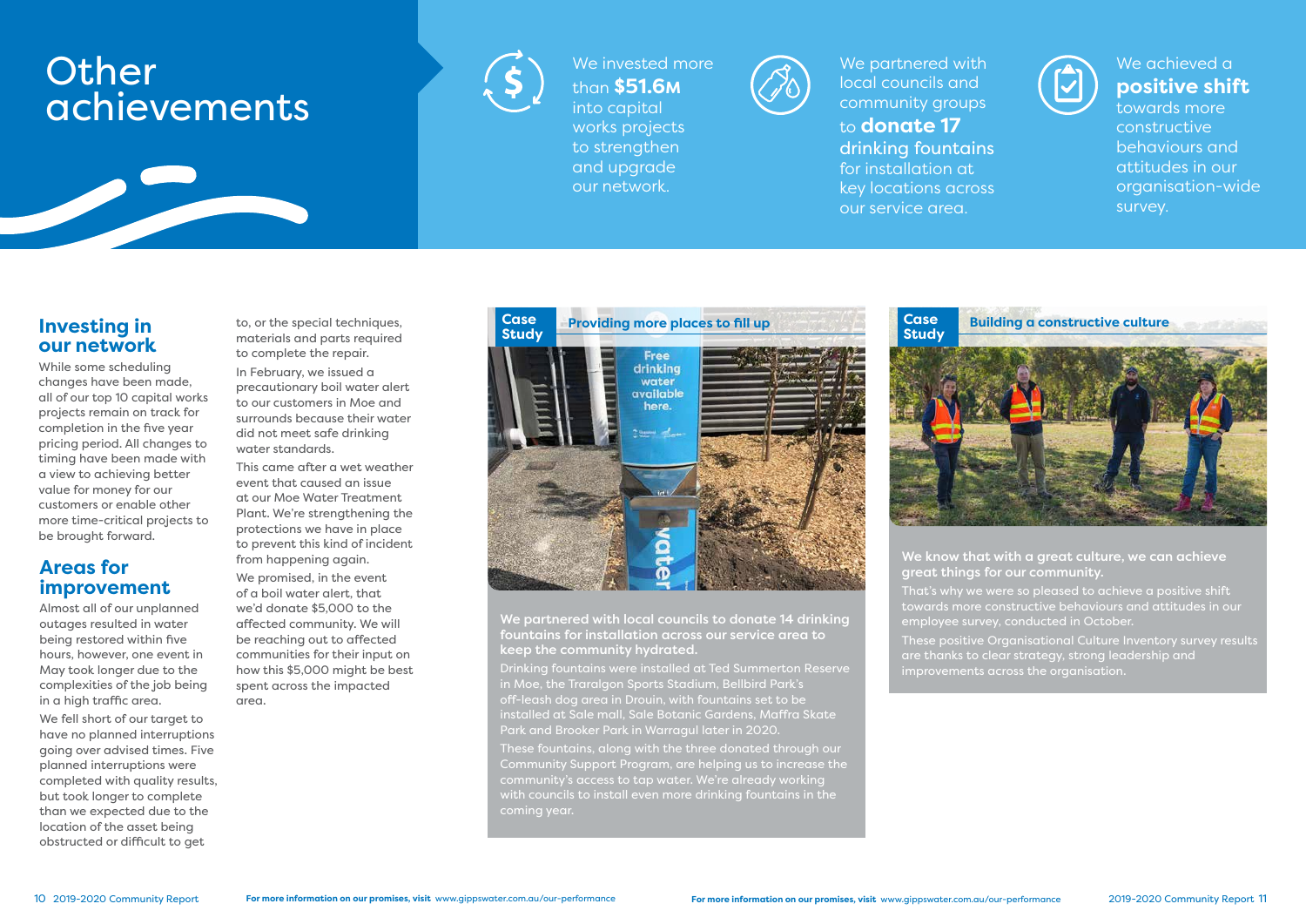# Other achievements

We invested more than **$51.6M** into capital works projects to strengthen and upgrade our network.

We partnered with local councils and community groups to **donate 17 drinking fountains** for installation at key locations across our service area.

We achieved a **positive shift** towards more constructive behaviours and attitudes in our organisation-wide survey.

## Investing in our network

While some scheduling changes have been made, all of our top 10 capital works projects remain on track for completion in the five year pricing period. All changes to timing have been made with a view to achieving better value for money for our customers or enable other more time-critical projects to be brought forward.

## Areas for improvement

Almost all of our unplanned outages resulted in water being restored within five hours, however, one event in May took longer due to the complexities of the job being in a high traffic area.

We fell short of our target to have no planned interruptions going over advised times. Five planned interruptions were completed with quality results, but took longer to complete than we expected due to the location of the asset being obstructed or difficult to get to, or the special techniques, materials and parts required to complete the repair.

In February, we issued a precautionary boil water alert to our customers in Moe and surrounds because their water did not meet safe drinking water standards.

This came after a wet weather event that caused an issue at our Moe Water Treatment Plant. We're strengthening the protections we have in place to prevent this kind of incident from happening again.

We promised, in the event of a boil water alert, that we'd donate $5,000 to the affected community. We will be reaching out to affected communities for their input on how this $5,000 might be best spent across the impacted area.

## Case Study: Providing more places to fill up

**We partnered with local councils to donate 14 drinking fountains for installation across our service area to keep the community hydrated.**

Drinking fountains were installed at Ted Summerton Reserve in Moe, the Traralgon Sports Stadium, Bellbird Park's off-leash dog area in Drouin, with fountains set to be installed at Sale mall, Sale Botanic Gardens, Maffra Skate Park and Brooker Park in Warragul later in 2020.

These fountains, along with the three donated through our Community Support Program, are helping us to increase the community's access to tap water. We're already working with councils to install even more drinking fountains in the coming year.

## Case Study: Building a constructive culture

**We know that with a great culture, we can achieve great things for our community.**

That's why we were so pleased to achieve a positive shift towards more constructive behaviours and attitudes in our employee survey, conducted in October.

These positive Organisational Culture Inventory survey results are thanks to clear strategy, strong leadership and improvements across the organisation.

**For more information on our promises, visit** www.gippswater.com.au/our-performance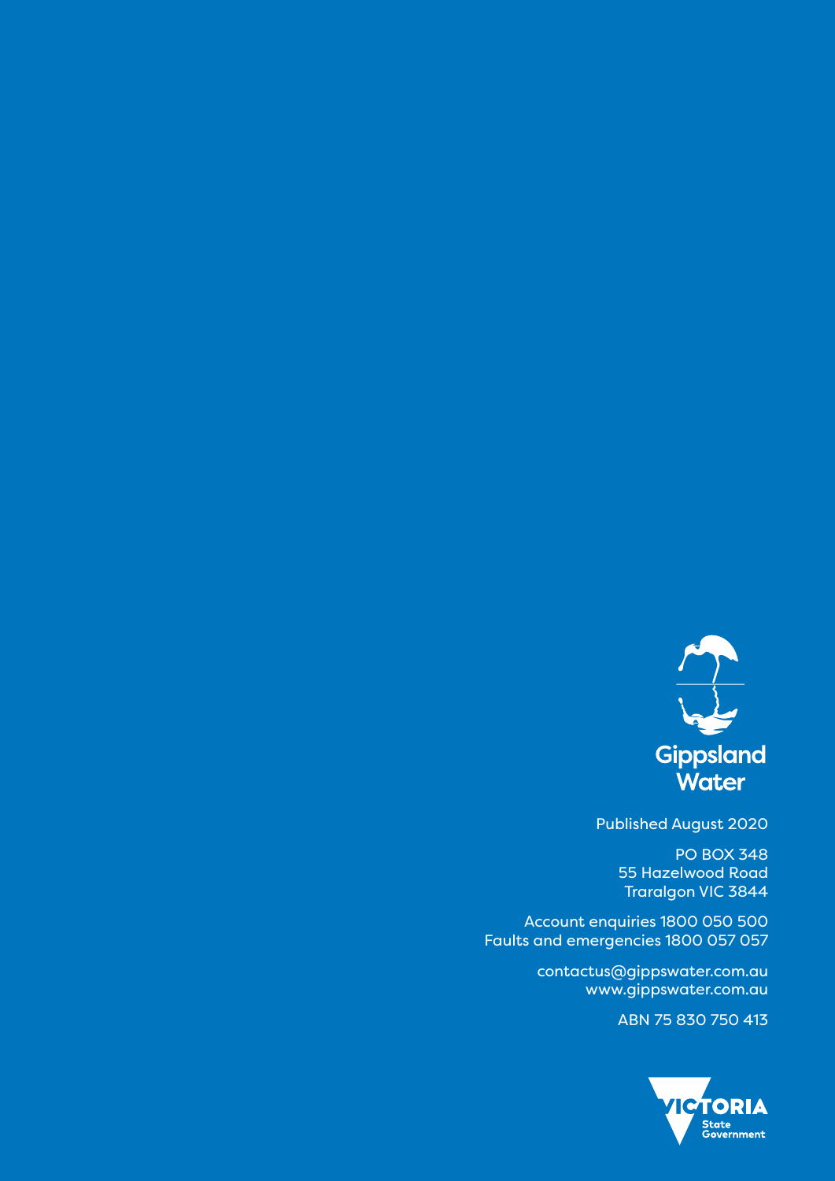Gippsland Water

Published August 2020

PO BOX 348
55 Hazelwood Road
Traralgon VIC 3844

Account enquiries 1800 050 500
Faults and emergencies 1800 057 057

contactus@gippswater.com.au
www.gippswater.com.au

ABN 75 830 750 413

VICTORIA State Government